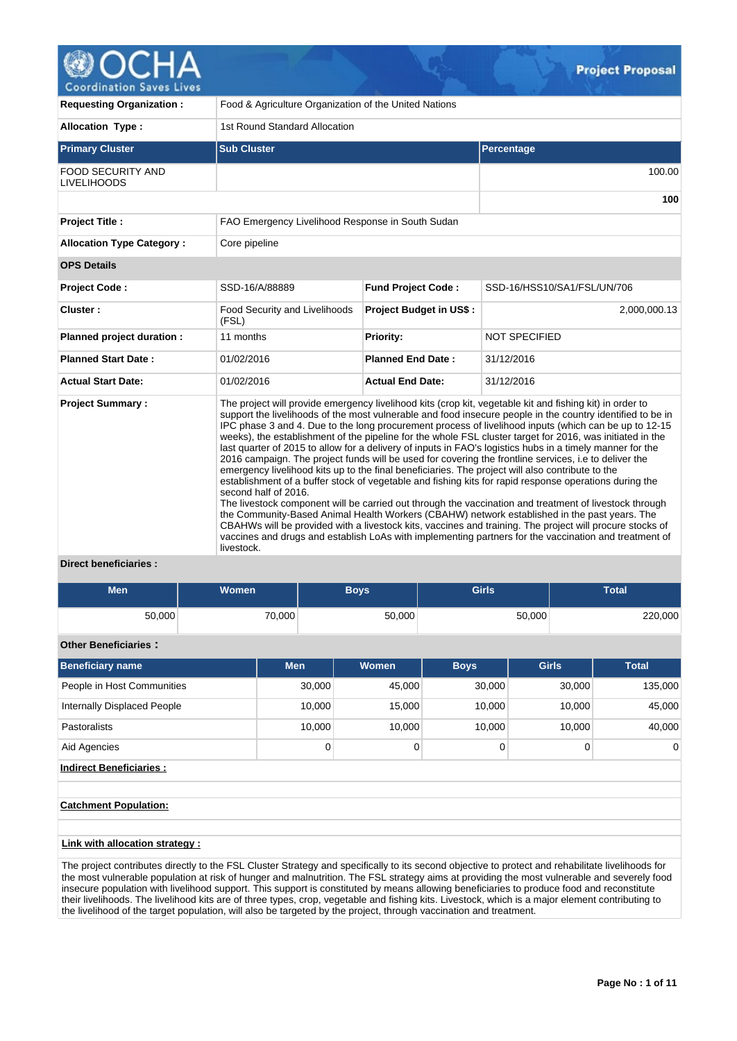# Project Proposal

| | |
|---|---|
| **Requesting Organization :** | Food & Agriculture Organization of the United Nations |
| **Allocation Type :** | 1st Round Standard Allocation |

| Primary Cluster | Sub Cluster | Percentage |
|---|---|---|
| FOOD SECURITY AND LIVELIHOODS | | 100.00 |
| | | **100** |

| | |
|---|---|
| **Project Title :** | FAO Emergency Livelihood Response in South Sudan |
| **Allocation Type Category :** | Core pipeline |

**OPS Details**

| | | | |
|---|---|---|---|
| **Project Code :** | SSD-16/A/88889 | **Fund Project Code :** | SSD-16/HSS10/SA1/FSL/UN/706 |
| **Cluster :** | Food Security and Livelihoods (FSL) | **Project Budget in US$ :** | 2,000,000.13 |
| **Planned project duration :** | 11 months | **Priority:** | NOT SPECIFIED |
| **Planned Start Date :** | 01/02/2016 | **Planned End Date :** | 31/12/2016 |
| **Actual Start Date:** | 01/02/2016 | **Actual End Date:** | 31/12/2016 |

**Project Summary :**

The project will provide emergency livelihood kits (crop kit, vegetable kit and fishing kit) in order to support the livelihoods of the most vulnerable and food insecure people in the country identified to be in IPC phase 3 and 4. Due to the long procurement process of livelihood inputs (which can be up to 12-15 weeks), the establishment of the pipeline for the whole FSL cluster target for 2016, was initiated in the last quarter of 2015 to allow for a delivery of inputs in FAO's logistics hubs in a timely manner for the 2016 campaign. The project funds will be used for covering the frontline services, i.e to deliver the emergency livelihood kits up to the final beneficiaries. The project will also contribute to the establishment of a buffer stock of vegetable and fishing kits for rapid response operations during the second half of 2016.
The livestock component will be carried out through the vaccination and treatment of livestock through the Community-Based Animal Health Workers (CBAHW) network established in the past years. The CBAHWs will be provided with a livestock kits, vaccines and training. The project will procure stocks of vaccines and drugs and establish LoAs with implementing partners for the vaccination and treatment of livestock.

**Direct beneficiaries :**

| Men | Women | Boys | Girls | Total |
|---|---|---|---|---|
| 50,000 | 70,000 | 50,000 | 50,000 | 220,000 |

**Other Beneficiaries :**

| Beneficiary name | Men | Women | Boys | Girls | Total |
|---|---|---|---|---|---|
| People in Host Communities | 30,000 | 45,000 | 30,000 | 30,000 | 135,000 |
| Internally Displaced People | 10,000 | 15,000 | 10,000 | 10,000 | 45,000 |
| Pastoralists | 10,000 | 10,000 | 10,000 | 10,000 | 40,000 |
| Aid Agencies | 0 | 0 | 0 | 0 | 0 |

**Indirect Beneficiaries :**

**Catchment Population:**

**Link with allocation strategy :**

The project contributes directly to the FSL Cluster Strategy and specifically to its second objective to protect and rehabilitate livelihoods for the most vulnerable population at risk of hunger and malnutrition. The FSL strategy aims at providing the most vulnerable and severely food insecure population with livelihood support. This support is constituted by means allowing beneficiaries to produce food and reconstitute their livelihoods. The livelihood kits are of three types, crop, vegetable and fishing kits. Livestock, which is a major element contributing to the livelihood of the target population, will also be targeted by the project, through vaccination and treatment.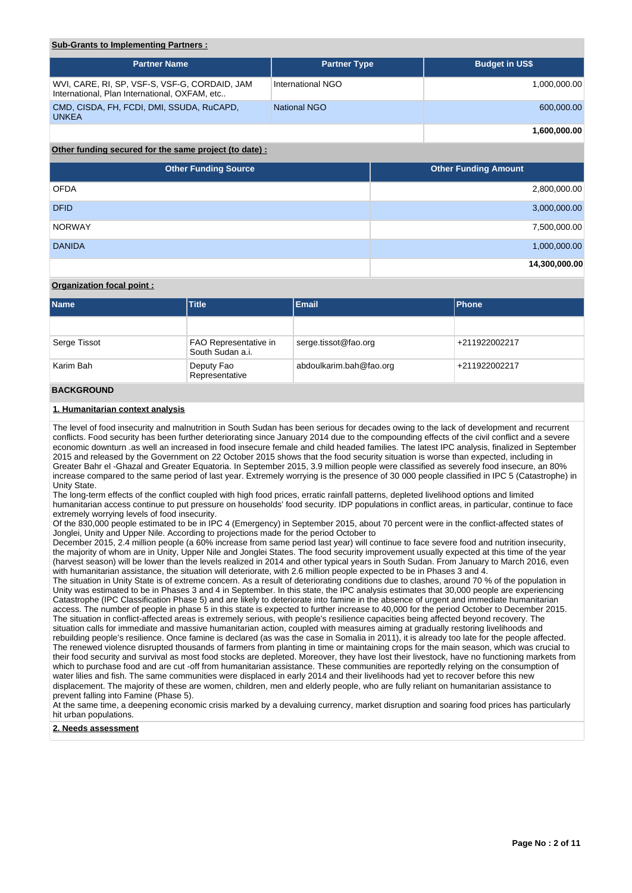**Sub-Grants to Implementing Partners :**

| Partner Name | Partner Type | Budget in US$ |
|---|---|---|
| WVI, CARE, RI, SP, VSF-S, VSF-G, CORDAID, JAM International, Plan International, OXFAM, etc.. | International NGO | 1,000,000.00 |
| CMD, CISDA, FH, FCDI, DMI, SSUDA, RuCAPD, UNKEA | National NGO | 600,000.00 |
| | | **1,600,000.00** |

**Other funding secured for the same project (to date) :**

| Other Funding Source | Other Funding Amount |
|---|---|
| OFDA | 2,800,000.00 |
| DFID | 3,000,000.00 |
| NORWAY | 7,500,000.00 |
| DANIDA | 1,000,000.00 |
| | **14,300,000.00** |

**Organization focal point :**

| Name | Title | Email | Phone |
|---|---|---|---|
| | | | |
| Serge Tissot | FAO Representative in South Sudan a.i. | serge.tissot@fao.org | +211922002217 |
| Karim Bah | Deputy Fao Representative | abdoulkarim.bah@fao.org | +211922002217 |

## BACKGROUND

### 1. Humanitarian context analysis

The level of food insecurity and malnutrition in South Sudan has been serious for decades owing to the lack of development and recurrent conflicts. Food security has been further deteriorating since January 2014 due to the compounding effects of the civil conflict and a severe economic downturn .as well an increased in food insecure female and child headed families. The latest IPC analysis, finalized in September 2015 and released by the Government on 22 October 2015 shows that the food security situation is worse than expected, including in Greater Bahr el -Ghazal and Greater Equatoria. In September 2015, 3.9 million people were classified as severely food insecure, an 80% increase compared to the same period of last year. Extremely worrying is the presence of 30 000 people classified in IPC 5 (Catastrophe) in Unity State.

The long-term effects of the conflict coupled with high food prices, erratic rainfall patterns, depleted livelihood options and limited humanitarian access continue to put pressure on households' food security. IDP populations in conflict areas, in particular, continue to face extremely worrying levels of food insecurity.

Of the 830,000 people estimated to be in IPC 4 (Emergency) in September 2015, about 70 percent were in the conflict-affected states of Jonglei, Unity and Upper Nile. According to projections made for the period October to

December 2015, 2.4 million people (a 60% increase from same period last year) will continue to face severe food and nutrition insecurity, the majority of whom are in Unity, Upper Nile and Jonglei States. The food security improvement usually expected at this time of the year (harvest season) will be lower than the levels realized in 2014 and other typical years in South Sudan. From January to March 2016, even with humanitarian assistance, the situation will deteriorate, with 2.6 million people expected to be in Phases 3 and 4.

The situation in Unity State is of extreme concern. As a result of deteriorating conditions due to clashes, around 70 % of the population in Unity was estimated to be in Phases 3 and 4 in September. In this state, the IPC analysis estimates that 30,000 people are experiencing Catastrophe (IPC Classification Phase 5) and are likely to deteriorate into famine in the absence of urgent and immediate humanitarian access. The number of people in phase 5 in this state is expected to further increase to 40,000 for the period October to December 2015. The situation in conflict-affected areas is extremely serious, with people's resilience capacities being affected beyond recovery. The situation calls for immediate and massive humanitarian action, coupled with measures aiming at gradually restoring livelihoods and rebuilding people's resilience. Once famine is declared (as was the case in Somalia in 2011), it is already too late for the people affected. The renewed violence disrupted thousands of farmers from planting in time or maintaining crops for the main season, which was crucial to their food security and survival as most food stocks are depleted. Moreover, they have lost their livestock, have no functioning markets from which to purchase food and are cut -off from humanitarian assistance. These communities are reportedly relying on the consumption of water lilies and fish. The same communities were displaced in early 2014 and their livelihoods had yet to recover before this new displacement. The majority of these are women, children, men and elderly people, who are fully reliant on humanitarian assistance to prevent falling into Famine (Phase 5).

At the same time, a deepening economic crisis marked by a devaluing currency, market disruption and soaring food prices has particularly hit urban populations.

### 2. Needs assessment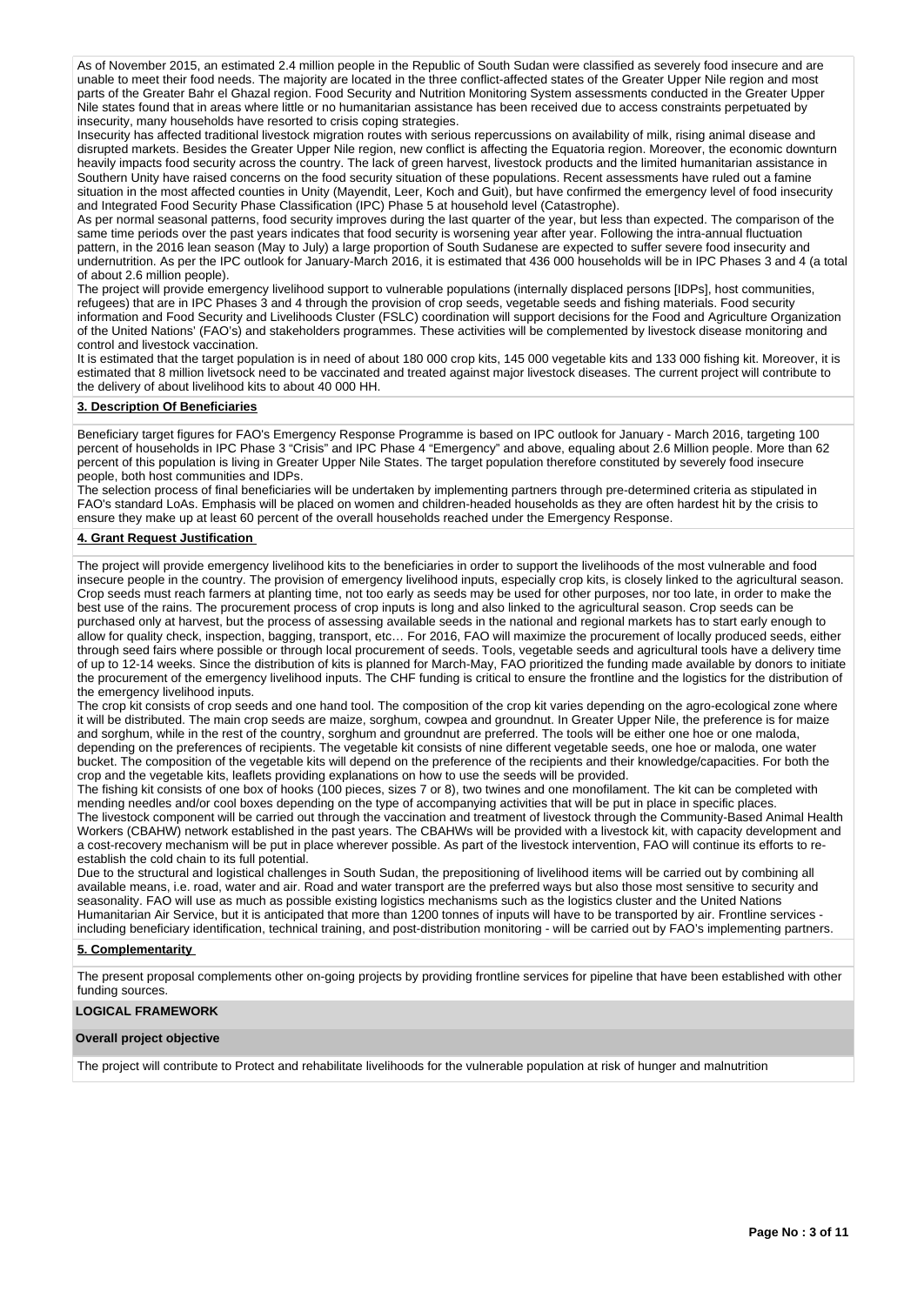As of November 2015, an estimated 2.4 million people in the Republic of South Sudan were classified as severely food insecure and are unable to meet their food needs. The majority are located in the three conflict-affected states of the Greater Upper Nile region and most parts of the Greater Bahr el Ghazal region. Food Security and Nutrition Monitoring System assessments conducted in the Greater Upper Nile states found that in areas where little or no humanitarian assistance has been received due to access constraints perpetuated by insecurity, many households have resorted to crisis coping strategies.

Insecurity has affected traditional livestock migration routes with serious repercussions on availability of milk, rising animal disease and disrupted markets. Besides the Greater Upper Nile region, new conflict is affecting the Equatoria region. Moreover, the economic downturn heavily impacts food security across the country. The lack of green harvest, livestock products and the limited humanitarian assistance in Southern Unity have raised concerns on the food security situation of these populations. Recent assessments have ruled out a famine situation in the most affected counties in Unity (Mayendit, Leer, Koch and Guit), but have confirmed the emergency level of food insecurity and Integrated Food Security Phase Classification (IPC) Phase 5 at household level (Catastrophe).

As per normal seasonal patterns, food security improves during the last quarter of the year, but less than expected. The comparison of the same time periods over the past years indicates that food security is worsening year after year. Following the intra-annual fluctuation pattern, in the 2016 lean season (May to July) a large proportion of South Sudanese are expected to suffer severe food insecurity and undernutrition. As per the IPC outlook for January-March 2016, it is estimated that 436 000 households will be in IPC Phases 3 and 4 (a total of about 2.6 million people).

The project will provide emergency livelihood support to vulnerable populations (internally displaced persons [IDPs], host communities, refugees) that are in IPC Phases 3 and 4 through the provision of crop seeds, vegetable seeds and fishing materials. Food security information and Food Security and Livelihoods Cluster (FSLC) coordination will support decisions for the Food and Agriculture Organization of the United Nations' (FAO's) and stakeholders programmes. These activities will be complemented by livestock disease monitoring and control and livestock vaccination.

It is estimated that the target population is in need of about 180 000 crop kits, 145 000 vegetable kits and 133 000 fishing kit. Moreover, it is estimated that 8 million livetsock need to be vaccinated and treated against major livestock diseases. The current project will contribute to the delivery of about livelihood kits to about 40 000 HH.

## 3. Description Of Beneficiaries

Beneficiary target figures for FAO's Emergency Response Programme is based on IPC outlook for January - March 2016, targeting 100 percent of households in IPC Phase 3 "Crisis" and IPC Phase 4 "Emergency" and above, equaling about 2.6 Million people. More than 62 percent of this population is living in Greater Upper Nile States. The target population therefore constituted by severely food insecure people, both host communities and IDPs.

The selection process of final beneficiaries will be undertaken by implementing partners through pre-determined criteria as stipulated in FAO's standard LoAs. Emphasis will be placed on women and children-headed households as they are often hardest hit by the crisis to ensure they make up at least 60 percent of the overall households reached under the Emergency Response.

## 4. Grant Request Justification

The project will provide emergency livelihood kits to the beneficiaries in order to support the livelihoods of the most vulnerable and food insecure people in the country. The provision of emergency livelihood inputs, especially crop kits, is closely linked to the agricultural season. Crop seeds must reach farmers at planting time, not too early as seeds may be used for other purposes, nor too late, in order to make the best use of the rains. The procurement process of crop inputs is long and also linked to the agricultural season. Crop seeds can be purchased only at harvest, but the process of assessing available seeds in the national and regional markets has to start early enough to allow for quality check, inspection, bagging, transport, etc… For 2016, FAO will maximize the procurement of locally produced seeds, either through seed fairs where possible or through local procurement of seeds. Tools, vegetable seeds and agricultural tools have a delivery time of up to 12-14 weeks. Since the distribution of kits is planned for March-May, FAO prioritized the funding made available by donors to initiate the procurement of the emergency livelihood inputs. The CHF funding is critical to ensure the frontline and the logistics for the distribution of the emergency livelihood inputs.

The crop kit consists of crop seeds and one hand tool. The composition of the crop kit varies depending on the agro-ecological zone where it will be distributed. The main crop seeds are maize, sorghum, cowpea and groundnut. In Greater Upper Nile, the preference is for maize and sorghum, while in the rest of the country, sorghum and groundnut are preferred. The tools will be either one hoe or one maloda, depending on the preferences of recipients. The vegetable kit consists of nine different vegetable seeds, one hoe or maloda, one water bucket. The composition of the vegetable kits will depend on the preference of the recipients and their knowledge/capacities. For both the crop and the vegetable kits, leaflets providing explanations on how to use the seeds will be provided.

The fishing kit consists of one box of hooks (100 pieces, sizes 7 or 8), two twines and one monofilament. The kit can be completed with mending needles and/or cool boxes depending on the type of accompanying activities that will be put in place in specific places.

The livestock component will be carried out through the vaccination and treatment of livestock through the Community-Based Animal Health Workers (CBAHW) network established in the past years. The CBAHWs will be provided with a livestock kit, with capacity development and a cost-recovery mechanism will be put in place wherever possible. As part of the livestock intervention, FAO will continue its efforts to re-establish the cold chain to its full potential.

Due to the structural and logistical challenges in South Sudan, the prepositioning of livelihood items will be carried out by combining all available means, i.e. road, water and air. Road and water transport are the preferred ways but also those most sensitive to security and seasonality. FAO will use as much as possible existing logistics mechanisms such as the logistics cluster and the United Nations Humanitarian Air Service, but it is anticipated that more than 1200 tonnes of inputs will have to be transported by air. Frontline services - including beneficiary identification, technical training, and post-distribution monitoring - will be carried out by FAO's implementing partners.

## 5. Complementarity

The present proposal complements other on-going projects by providing frontline services for pipeline that have been established with other funding sources.

## LOGICAL FRAMEWORK

### Overall project objective

The project will contribute to Protect and rehabilitate livelihoods for the vulnerable population at risk of hunger and malnutrition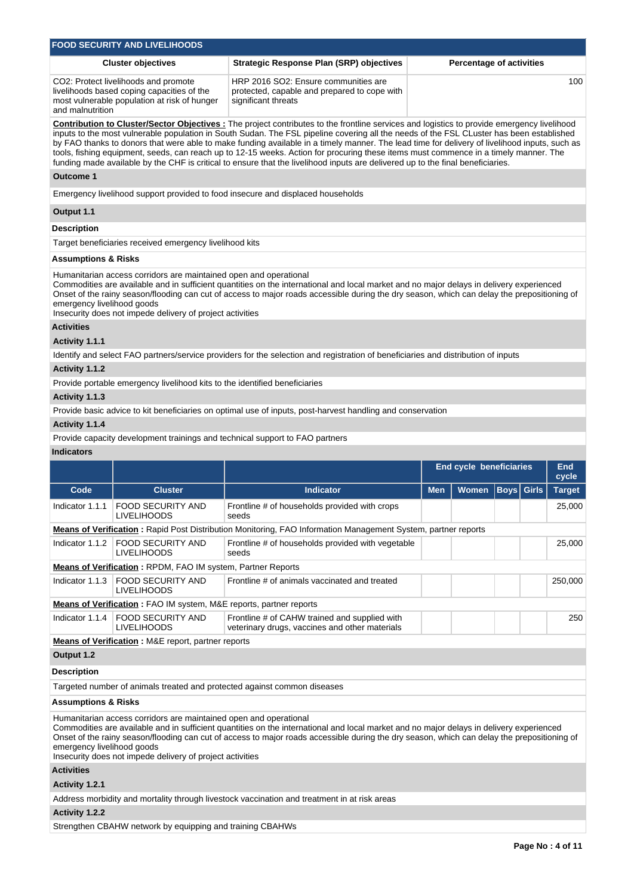## FOOD SECURITY AND LIVELIHOODS

| Cluster objectives | Strategic Response Plan (SRP) objectives | Percentage of activities |
|---|---|---|
| CO2: Protect livelihoods and promote livelihoods based coping capacities of the most vulnerable population at risk of hunger and malnutrition | HRP 2016 SO2: Ensure communities are protected, capable and prepared to cope with significant threats | 100 |

**Contribution to Cluster/Sector Objectives :** The project contributes to the frontline services and logistics to provide emergency livelihood inputs to the most vulnerable population in South Sudan. The FSL pipeline covering all the needs of the FSL CLuster has been established by FAO thanks to donors that were able to make funding available in a timely manner. The lead time for delivery of livelihood inputs, such as tools, fishing equipment, seeds, can reach up to 12-15 weeks. Action for procuring these items must commence in a timely manner. The funding made available by the CHF is critical to ensure that the livelihood inputs are delivered up to the final beneficiaries.

**Outcome 1**

Emergency livelihood support provided to food insecure and displaced households

**Output 1.1**

**Description**

Target beneficiaries received emergency livelihood kits

**Assumptions & Risks**

Humanitarian access corridors are maintained open and operational
Commodities are available and in sufficient quantities on the international and local market and no major delays in delivery experienced
Onset of the rainy season/flooding can cut of access to major roads accessible during the dry season, which can delay the prepositioning of emergency livelihood goods
Insecurity does not impede delivery of project activities

**Activities**

**Activity 1.1.1**

Identify and select FAO partners/service providers for the selection and registration of beneficiaries and distribution of inputs

**Activity 1.1.2**

Provide portable emergency livelihood kits to the identified beneficiaries

**Activity 1.1.3**

Provide basic advice to kit beneficiaries on optimal use of inputs, post-harvest handling and conservation

**Activity 1.1.4**

Provide capacity development trainings and technical support to FAO partners

**Indicators**

| | | | End cycle beneficiaries | | | | End cycle |
|---|---|---|---|---|---|---|---|
| **Code** | **Cluster** | **Indicator** | **Men** | **Women** | **Boys** | **Girls** | **Target** |
| Indicator 1.1.1 | FOOD SECURITY AND LIVELIHOODS | Frontline # of households provided with crops seeds | | | | | 25,000 |
| **Means of Verification :** Rapid Post Distribution Monitoring, FAO Information Management System, partner reports | | | | | | | |
| Indicator 1.1.2 | FOOD SECURITY AND LIVELIHOODS | Frontline # of households provided with vegetable seeds | | | | | 25,000 |
| **Means of Verification :** RPDM, FAO IM system, Partner Reports | | | | | | | |
| Indicator 1.1.3 | FOOD SECURITY AND LIVELIHOODS | Frontline # of animals vaccinated and treated | | | | | 250,000 |
| **Means of Verification :** FAO IM system, M&E reports, partner reports | | | | | | | |
| Indicator 1.1.4 | FOOD SECURITY AND LIVELIHOODS | Frontline # of CAHW trained and supplied with veterinary drugs, vaccines and other materials | | | | | 250 |
| **Means of Verification :** M&E report, partner reports | | | | | | | |

**Output 1.2**

**Description**

Targeted number of animals treated and protected against common diseases

**Assumptions & Risks**

Humanitarian access corridors are maintained open and operational
Commodities are available and in sufficient quantities on the international and local market and no major delays in delivery experienced
Onset of the rainy season/flooding can cut of access to major roads accessible during the dry season, which can delay the prepositioning of emergency livelihood goods
Insecurity does not impede delivery of project activities

**Activities**

**Activity 1.2.1**

Address morbidity and mortality through livestock vaccination and treatment in at risk areas

**Activity 1.2.2**

Strengthen CBAHW network by equipping and training CBAHWs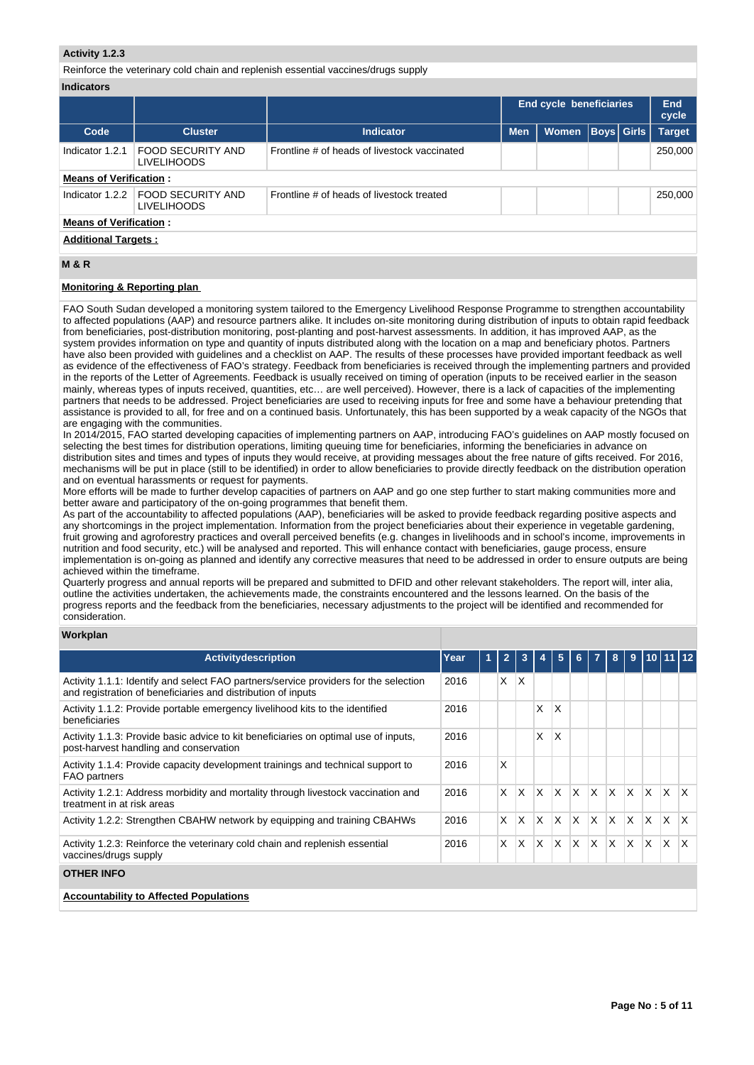**Activity 1.2.3**

Reinforce the veterinary cold chain and replenish essential vaccines/drugs supply

**Indicators**

| | | | End cycle beneficiaries | | | | End cycle |
|---|---|---|---|---|---|---|---|
| Code | Cluster | Indicator | Men | Women | Boys | Girls | Target |
| Indicator 1.2.1 | FOOD SECURITY AND LIVELIHOODS | Frontline # of heads of livestock vaccinated | | | | | 250,000 |
| **Means of Verification :** | | | | | | | |
| Indicator 1.2.2 | FOOD SECURITY AND LIVELIHOODS | Frontline # of heads of livestock treated | | | | | 250,000 |
| **Means of Verification :** | | | | | | | |

**Additional Targets :**

## M & R

**Monitoring & Reporting plan**

FAO South Sudan developed a monitoring system tailored to the Emergency Livelihood Response Programme to strengthen accountability to affected populations (AAP) and resource partners alike. It includes on-site monitoring during distribution of inputs to obtain rapid feedback from beneficiaries, post-distribution monitoring, post-planting and post-harvest assessments. In addition, it has improved AAP, as the system provides information on type and quantity of inputs distributed along with the location on a map and beneficiary photos. Partners have also been provided with guidelines and a checklist on AAP. The results of these processes have provided important feedback as well as evidence of the effectiveness of FAO's strategy. Feedback from beneficiaries is received through the implementing partners and provided in the reports of the Letter of Agreements. Feedback is usually received on timing of operation (inputs to be received earlier in the season mainly, whereas types of inputs received, quantities, etc… are well perceived). However, there is a lack of capacities of the implementing partners that needs to be addressed. Project beneficiaries are used to receiving inputs for free and some have a behaviour pretending that assistance is provided to all, for free and on a continued basis. Unfortunately, this has been supported by a weak capacity of the NGOs that are engaging with the communities.

In 2014/2015, FAO started developing capacities of implementing partners on AAP, introducing FAO's guidelines on AAP mostly focused on selecting the best times for distribution operations, limiting queuing time for beneficiaries, informing the beneficiaries in advance on distribution sites and times and types of inputs they would receive, at providing messages about the free nature of gifts received. For 2016, mechanisms will be put in place (still to be identified) in order to allow beneficiaries to provide directly feedback on the distribution operation and on eventual harassments or request for payments.

More efforts will be made to further develop capacities of partners on AAP and go one step further to start making communities more and better aware and participatory of the on-going programmes that benefit them.

As part of the accountability to affected populations (AAP), beneficiaries will be asked to provide feedback regarding positive aspects and any shortcomings in the project implementation. Information from the project beneficiaries about their experience in vegetable gardening, fruit growing and agroforestry practices and overall perceived benefits (e.g. changes in livelihoods and in school's income, improvements in nutrition and food security, etc.) will be analysed and reported. This will enhance contact with beneficiaries, gauge process, ensure implementation is on-going as planned and identify any corrective measures that need to be addressed in order to ensure outputs are being achieved within the timeframe.

Quarterly progress and annual reports will be prepared and submitted to DFID and other relevant stakeholders. The report will, inter alia, outline the activities undertaken, the achievements made, the constraints encountered and the lessons learned. On the basis of the progress reports and the feedback from the beneficiaries, necessary adjustments to the project will be identified and recommended for consideration.

**Workplan**

| Activitydescription | Year | 1 | 2 | 3 | 4 | 5 | 6 | 7 | 8 | 9 | 10 | 11 | 12 |
|---|---|---|---|---|---|---|---|---|---|---|---|---|---|
| Activity 1.1.1: Identify and select FAO partners/service providers for the selection and registration of beneficiaries and distribution of inputs | 2016 | | X | X | | | | | | | | | |
| Activity 1.1.2: Provide portable emergency livelihood kits to the identified beneficiaries | 2016 | | | | X | X | | | | | | | |
| Activity 1.1.3: Provide basic advice to kit beneficiaries on optimal use of inputs, post-harvest handling and conservation | 2016 | | | | X | X | | | | | | | |
| Activity 1.1.4: Provide capacity development trainings and technical support to FAO partners | 2016 | | X | | | | | | | | | | |
| Activity 1.2.1: Address morbidity and mortality through livestock vaccination and treatment in at risk areas | 2016 | | X | X | X | X | X | X | X | X | X | X | X |
| Activity 1.2.2: Strengthen CBAHW network by equipping and training CBAHWs | 2016 | | X | X | X | X | X | X | X | X | X | X | X |
| Activity 1.2.3: Reinforce the veterinary cold chain and replenish essential vaccines/drugs supply | 2016 | | X | X | X | X | X | X | X | X | X | X | X |

## OTHER INFO

**Accountability to Affected Populations**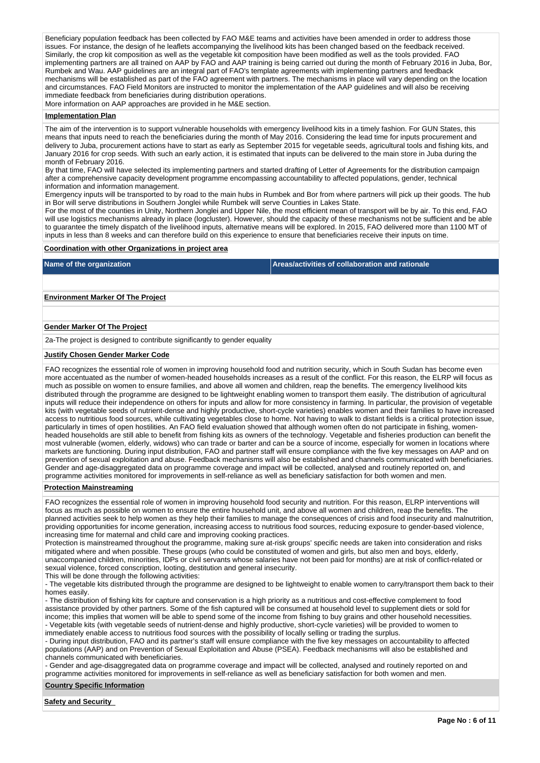Beneficiary population feedback has been collected by FAO M&E teams and activities have been amended in order to address those issues. For instance, the design of he leaflets accompanying the livelihood kits has been changed based on the feedback received. Similarly, the crop kit composition as well as the vegetable kit composition have been modified as well as the tools provided. FAO implementing partners are all trained on AAP by FAO and AAP training is being carried out during the month of February 2016 in Juba, Bor, Rumbek and Wau. AAP guidelines are an integral part of FAO's template agreements with implementing partners and feedback mechanisms will be established as part of the FAO agreement with partners. The mechanisms in place will vary depending on the location and circumstances. FAO Field Monitors are instructed to monitor the implementation of the AAP guidelines and will also be receiving immediate feedback from beneficiaries during distribution operations.
More information on AAP approaches are provided in he M&E section.

**Implementation Plan**

The aim of the intervention is to support vulnerable households with emergency livelihood kits in a timely fashion. For GUN States, this means that inputs need to reach the beneficiaries during the month of May 2016. Considering the lead time for inputs procurement and delivery to Juba, procurement actions have to start as early as September 2015 for vegetable seeds, agricultural tools and fishing kits, and January 2016 for crop seeds. With such an early action, it is estimated that inputs can be delivered to the main store in Juba during the month of February 2016.
By that time, FAO will have selected its implementing partners and started drafting of Letter of Agreements for the distribution campaign after a comprehensive capacity development programme encompassing accountability to affected populations, gender, technical information and information management.
Emergency inputs will be transported to by road to the main hubs in Rumbek and Bor from where partners will pick up their goods. The hub in Bor will serve distributions in Southern Jonglei while Rumbek will serve Counties in Lakes State.
For the most of the counties in Unity, Northern Jonglei and Upper Nile, the most efficient mean of transport will be by air. To this end, FAO will use logistics mechanisms already in place (logcluster). However, should the capacity of these mechanisms not be sufficient and be able to guarantee the timely dispatch of the livelihood inputs, alternative means will be explored. In 2015, FAO delivered more than 1100 MT of inputs in less than 8 weeks and can therefore build on this experience to ensure that beneficiaries receive their inputs on time.

**Coordination with other Organizations in project area**

| Name of the organization | Areas/activities of collaboration and rationale |
| --- | --- |
| | |

**Environment Marker Of The Project**

**Gender Marker Of The Project**

2a-The project is designed to contribute significantly to gender equality

**Justify Chosen Gender Marker Code**

FAO recognizes the essential role of women in improving household food and nutrition security, which in South Sudan has become even more accentuated as the number of women-headed households increases as a result of the conflict. For this reason, the ELRP will focus as much as possible on women to ensure families, and above all women and children, reap the benefits. The emergency livelihood kits distributed through the programme are designed to be lightweight enabling women to transport them easily. The distribution of agricultural inputs will reduce their independence on others for inputs and allow for more consistency in farming. In particular, the provision of vegetable kits (with vegetable seeds of nutrient-dense and highly productive, short-cycle varieties) enables women and their families to have increased access to nutritious food sources, while cultivating vegetables close to home. Not having to walk to distant fields is a critical protection issue, particularly in times of open hostilities. An FAO field evaluation showed that although women often do not participate in fishing, women-headed households are still able to benefit from fishing kits as owners of the technology. Vegetable and fisheries production can benefit the most vulnerable (women, elderly, widows) who can trade or barter and can be a source of income, especially for women in locations where markets are functioning. During input distribution, FAO and partner staff will ensure compliance with the five key messages on AAP and on prevention of sexual exploitation and abuse. Feedback mechanisms will also be established and channels communicated with beneficiaries. Gender and age-disaggregated data on programme coverage and impact will be collected, analysed and routinely reported on, and programme activities monitored for improvements in self-reliance as well as beneficiary satisfaction for both women and men.

**Protection Mainstreaming**

FAO recognizes the essential role of women in improving household food security and nutrition. For this reason, ELRP interventions will focus as much as possible on women to ensure the entire household unit, and above all women and children, reap the benefits. The planned activities seek to help women as they help their families to manage the consequences of crisis and food insecurity and malnutrition, providing opportunities for income generation, increasing access to nutritious food sources, reducing exposure to gender-based violence, increasing time for maternal and child care and improving cooking practices.
Protection is mainstreamed throughout the programme, making sure at-risk groups' specific needs are taken into consideration and risks mitigated where and when possible. These groups (who could be constituted of women and girls, but also men and boys, elderly, unaccompanied children, minorities, IDPs or civil servants whose salaries have not been paid for months) are at risk of conflict-related or sexual violence, forced conscription, looting, destitution and general insecurity.
This will be done through the following activities:
- The vegetable kits distributed through the programme are designed to be lightweight to enable women to carry/transport them back to their homes easily.
- The distribution of fishing kits for capture and conservation is a high priority as a nutritious and cost-effective complement to food assistance provided by other partners. Some of the fish captured will be consumed at household level to supplement diets or sold for income; this implies that women will be able to spend some of the income from fishing to buy grains and other household necessities.
- Vegetable kits (with vegetable seeds of nutrient-dense and highly productive, short-cycle varieties) will be provided to women to immediately enable access to nutritious food sources with the possibility of locally selling or trading the surplus.
- During input distribution, FAO and its partner's staff will ensure compliance with the five key messages on accountability to affected populations (AAP) and on Prevention of Sexual Exploitation and Abuse (PSEA). Feedback mechanisms will also be established and channels communicated with beneficiaries.
- Gender and age-disaggregated data on programme coverage and impact will be collected, analysed and routinely reported on and programme activities monitored for improvements in self-reliance as well as beneficiary satisfaction for both women and men.

**Country Specific Information**

**Safety and Security**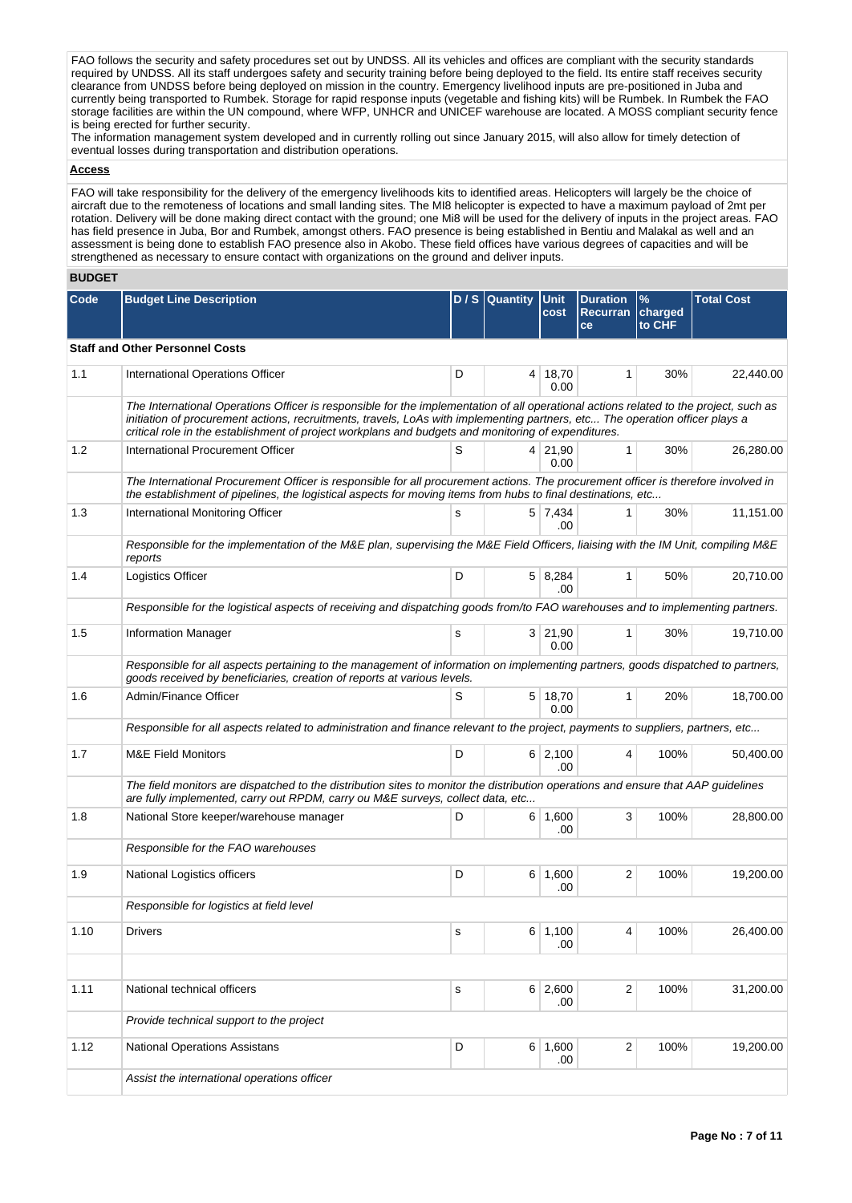FAO follows the security and safety procedures set out by UNDSS. All its vehicles and offices are compliant with the security standards required by UNDSS. All its staff undergoes safety and security training before being deployed to the field. Its entire staff receives security clearance from UNDSS before being deployed on mission in the country. Emergency livelihood inputs are pre-positioned in Juba and currently being transported to Rumbek. Storage for rapid response inputs (vegetable and fishing kits) will be Rumbek. In Rumbek the FAO storage facilities are within the UN compound, where WFP, UNHCR and UNICEF warehouse are located. A MOSS compliant security fence is being erected for further security.
The information management system developed and in currently rolling out since January 2015, will also allow for timely detection of eventual losses during transportation and distribution operations.

**Access**

FAO will take responsibility for the delivery of the emergency livelihoods kits to identified areas. Helicopters will largely be the choice of aircraft due to the remoteness of locations and small landing sites. The MI8 helicopter is expected to have a maximum payload of 2mt per rotation. Delivery will be done making direct contact with the ground; one Mi8 will be used for the delivery of inputs in the project areas. FAO has field presence in Juba, Bor and Rumbek, amongst others. FAO presence is being established in Bentiu and Malakal as well and an assessment is being done to establish FAO presence also in Akobo. These field offices have various degrees of capacities and will be strengthened as necessary to ensure contact with organizations on the ground and deliver inputs.

## BUDGET

| Code | Budget Line Description | D / S | Quantity | Unit cost | Duration Recurrance | % charged to CHF | Total Cost |
|---|---|---|---|---|---|---|---|
| **Staff and Other Personnel Costs** | | | | | | | |
| 1.1 | International Operations Officer | D | 4 | 18,700.00 | 1 | 30% | 22,440.00 |
| | *The International Operations Officer is responsible for the implementation of all operational actions related to the project, such as initiation of procurement actions, recruitments, travels, LoAs with implementing partners, etc... The operation officer plays a critical role in the establishment of project workplans and budgets and monitoring of expenditures.* | | | | | | |
| 1.2 | International Procurement Officer | S | 4 | 21,900.00 | 1 | 30% | 26,280.00 |
| | *The International Procurement Officer is responsible for all procurement actions. The procurement officer is therefore involved in the establishment of pipelines, the logistical aspects for moving items from hubs to final destinations, etc...* | | | | | | |
| 1.3 | International Monitoring Officer | s | 5 | 7,434.00 | 1 | 30% | 11,151.00 |
| | *Responsible for the implementation of the M&E plan, supervising the M&E Field Officers, liaising with the IM Unit, compiling M&E reports* | | | | | | |
| 1.4 | Logistics Officer | D | 5 | 8,284.00 | 1 | 50% | 20,710.00 |
| | *Responsible for the logistical aspects of receiving and dispatching goods from/to FAO warehouses and to implementing partners.* | | | | | | |
| 1.5 | Information Manager | s | 3 | 21,900.00 | 1 | 30% | 19,710.00 |
| | *Responsible for all aspects pertaining to the management of information on implementing partners, goods dispatched to partners, goods received by beneficiaries, creation of reports at various levels.* | | | | | | |
| 1.6 | Admin/Finance Officer | S | 5 | 18,700.00 | 1 | 20% | 18,700.00 |
| | *Responsible for all aspects related to administration and finance relevant to the project, payments to suppliers, partners, etc...* | | | | | | |
| 1.7 | M&E Field Monitors | D | 6 | 2,100.00 | 4 | 100% | 50,400.00 |
| | *The field monitors are dispatched to the distribution sites to monitor the distribution operations and ensure that AAP guidelines are fully implemented, carry out RPDM, carry ou M&E surveys, collect data, etc...* | | | | | | |
| 1.8 | National Store keeper/warehouse manager | D | 6 | 1,600.00 | 3 | 100% | 28,800.00 |
| | *Responsible for the FAO warehouses* | | | | | | |
| 1.9 | National Logistics officers | D | 6 | 1,600.00 | 2 | 100% | 19,200.00 |
| | *Responsible for logistics at field level* | | | | | | |
| 1.10 | Drivers | s | 6 | 1,100.00 | 4 | 100% | 26,400.00 |
| | | | | | | | |
| 1.11 | National technical officers | s | 6 | 2,600.00 | 2 | 100% | 31,200.00 |
| | *Provide technical support to the project* | | | | | | |
| 1.12 | National Operations Assistans | D | 6 | 1,600.00 | 2 | 100% | 19,200.00 |
| | *Assist the international operations officer* | | | | | | |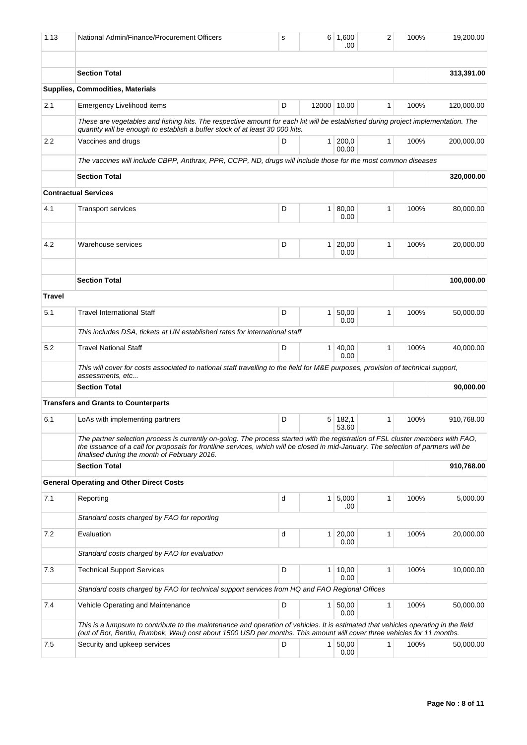| | | | | | | | |
|---|---|---|---|---|---|---|---|
| 1.13 | National Admin/Finance/Procurement Officers | s | 6 | 1,600.00 | 2 | 100% | 19,200.00 |
| | | | | | | | |
| | **Section Total** | | | | | | **313,391.00** |
| | **Supplies, Commodities, Materials** | | | | | | |
| 2.1 | Emergency Livelihood items | D | 12000 | 10.00 | 1 | 100% | 120,000.00 |
| | *These are vegetables and fishing kits. The respective amount for each kit will be established during project implementation. The quantity will be enough to establish a buffer stock of at least 30 000 kits.* | | | | | | |
| 2.2 | Vaccines and drugs | D | 1 | 200,000.00 | 1 | 100% | 200,000.00 |
| | *The vaccines will include CBPP, Anthrax, PPR, CCPP, ND, drugs will include those for the most common diseases* | | | | | | |
| | **Section Total** | | | | | | **320,000.00** |
| | **Contractual Services** | | | | | | |
| 4.1 | Transport services | D | 1 | 80,000.00 | 1 | 100% | 80,000.00 |
| | | | | | | | |
| 4.2 | Warehouse services | D | 1 | 20,000.00 | 1 | 100% | 20,000.00 |
| | | | | | | | |
| | **Section Total** | | | | | | **100,000.00** |
| **Travel** | | | | | | | |
| 5.1 | Travel International Staff | D | 1 | 50,000.00 | 1 | 100% | 50,000.00 |
| | *This includes DSA, tickets at UN established rates for international staff* | | | | | | |
| 5.2 | Travel National Staff | D | 1 | 40,000.00 | 1 | 100% | 40,000.00 |
| | *This will cover for costs associated to national staff travelling to the field for M&E purposes, provision of technical support, assessments, etc...* | | | | | | |
| | **Section Total** | | | | | | **90,000.00** |
| | **Transfers and Grants to Counterparts** | | | | | | |
| 6.1 | LoAs with implementing partners | D | 5 | 182,153.60 | 1 | 100% | 910,768.00 |
| | *The partner selection process is currently on-going. The process started with the registration of FSL cluster members with FAO, the issuance of a call for proposals for frontline services, which will be closed in mid-January. The selection of partners will be finalised during the month of February 2016.* | | | | | | |
| | **Section Total** | | | | | | **910,768.00** |
| | **General Operating and Other Direct Costs** | | | | | | |
| 7.1 | Reporting | d | 1 | 5,000.00 | 1 | 100% | 5,000.00 |
| | *Standard costs charged by FAO for reporting* | | | | | | |
| 7.2 | Evaluation | d | 1 | 20,000.00 | 1 | 100% | 20,000.00 |
| | *Standard costs charged by FAO for evaluation* | | | | | | |
| 7.3 | Technical Support Services | D | 1 | 10,000.00 | 1 | 100% | 10,000.00 |
| | *Standard costs charged by FAO for technical support services from HQ and FAO Regional Offices* | | | | | | |
| 7.4 | Vehicle Operating and Maintenance | D | 1 | 50,000.00 | 1 | 100% | 50,000.00 |
| | *This is a lumpsum to contribute to the maintenance and operation of vehicles. It is estimated that vehicles operating in the field (out of Bor, Bentiu, Rumbek, Wau) cost about 1500 USD per months. This amount will cover three vehicles for 11 months.* | | | | | | |
| 7.5 | Security and upkeep services | D | 1 | 50,000.00 | 1 | 100% | 50,000.00 |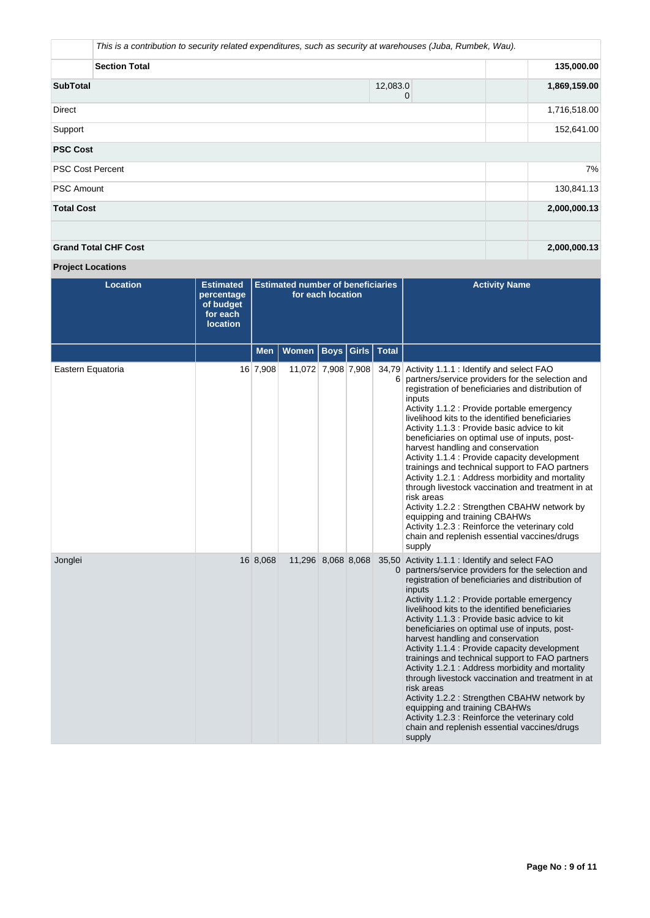| | | | | |
|---|---|---|---|---|
| | *This is a contribution to security related expenditures, such as security at warehouses (Juba, Rumbek, Wau).* | | | |
| | **Section Total** | | | **135,000.00** |
| **SubTotal** | | 12,083.00 | | **1,869,159.00** |
| Direct | | | | 1,716,518.00 |
| Support | | | | 152,641.00 |
| **PSC Cost** | | | | |
| PSC Cost Percent | | | | 7% |
| PSC Amount | | | | 130,841.13 |
| **Total Cost** | | | | **2,000,000.13** |
| | | | | |
| **Grand Total CHF Cost** | | | | **2,000,000.13** |

**Project Locations**

| Location | Estimated percentage of budget for each location | Estimated number of beneficiaries for each location | | | | | Activity Name |
|---|---|---|---|---|---|---|---|
| | | Men | Women | Boys | Girls | Total | |
| Eastern Equatoria | 16 | 7,908 | 11,072 | 7,908 | 7,908 | 34,796 | Activity 1.1.1 : Identify and select FAO partners/service providers for the selection and registration of beneficiaries and distribution of inputs<br>Activity 1.1.2 : Provide portable emergency livelihood kits to the identified beneficiaries<br>Activity 1.1.3 : Provide basic advice to kit beneficiaries on optimal use of inputs, post-harvest handling and conservation<br>Activity 1.1.4 : Provide capacity development trainings and technical support to FAO partners<br>Activity 1.2.1 : Address morbidity and mortality through livestock vaccination and treatment in at risk areas<br>Activity 1.2.2 : Strengthen CBAHW network by equipping and training CBAHWs<br>Activity 1.2.3 : Reinforce the veterinary cold chain and replenish essential vaccines/drugs supply |
| Jonglei | 16 | 8,068 | 11,296 | 8,068 | 8,068 | 35,500 | Activity 1.1.1 : Identify and select FAO partners/service providers for the selection and registration of beneficiaries and distribution of inputs<br>Activity 1.1.2 : Provide portable emergency livelihood kits to the identified beneficiaries<br>Activity 1.1.3 : Provide basic advice to kit beneficiaries on optimal use of inputs, post-harvest handling and conservation<br>Activity 1.1.4 : Provide capacity development trainings and technical support to FAO partners<br>Activity 1.2.1 : Address morbidity and mortality through livestock vaccination and treatment in at risk areas<br>Activity 1.2.2 : Strengthen CBAHW network by equipping and training CBAHWs<br>Activity 1.2.3 : Reinforce the veterinary cold chain and replenish essential vaccines/drugs supply |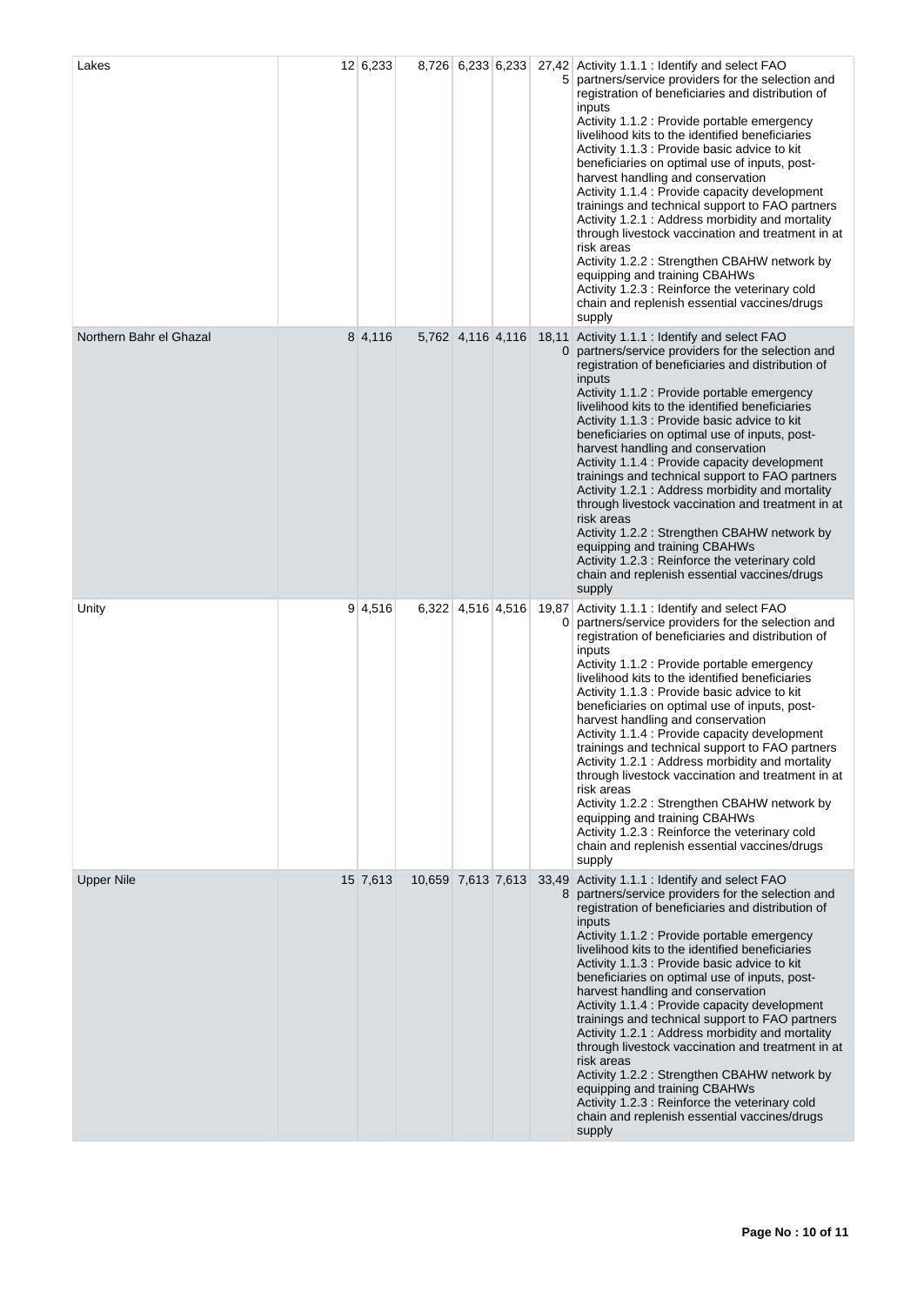| Lakes | 12 | 6,233 | 8,726 | 6,233 | 6,233 | 27,425 | Activity 1.1.1 : Identify and select FAO partners/service providers for the selection and registration of beneficiaries and distribution of inputs<br>Activity 1.1.2 : Provide portable emergency livelihood kits to the identified beneficiaries<br>Activity 1.1.3 : Provide basic advice to kit beneficiaries on optimal use of inputs, post-harvest handling and conservation<br>Activity 1.1.4 : Provide capacity development trainings and technical support to FAO partners<br>Activity 1.2.1 : Address morbidity and mortality through livestock vaccination and treatment in at risk areas<br>Activity 1.2.2 : Strengthen CBAHW network by equipping and training CBAHWs<br>Activity 1.2.3 : Reinforce the veterinary cold chain and replenish essential vaccines/drugs supply |
|---|---|---|---|---|---|---|---|
| Northern Bahr el Ghazal | 8 | 4,116 | 5,762 | 4,116 | 4,116 | 18,110 | Activity 1.1.1 : Identify and select FAO partners/service providers for the selection and registration of beneficiaries and distribution of inputs<br>Activity 1.1.2 : Provide portable emergency livelihood kits to the identified beneficiaries<br>Activity 1.1.3 : Provide basic advice to kit beneficiaries on optimal use of inputs, post-harvest handling and conservation<br>Activity 1.1.4 : Provide capacity development trainings and technical support to FAO partners<br>Activity 1.2.1 : Address morbidity and mortality through livestock vaccination and treatment in at risk areas<br>Activity 1.2.2 : Strengthen CBAHW network by equipping and training CBAHWs<br>Activity 1.2.3 : Reinforce the veterinary cold chain and replenish essential vaccines/drugs supply |
| Unity | 9 | 4,516 | 6,322 | 4,516 | 4,516 | 19,870 | Activity 1.1.1 : Identify and select FAO partners/service providers for the selection and registration of beneficiaries and distribution of inputs<br>Activity 1.1.2 : Provide portable emergency livelihood kits to the identified beneficiaries<br>Activity 1.1.3 : Provide basic advice to kit beneficiaries on optimal use of inputs, post-harvest handling and conservation<br>Activity 1.1.4 : Provide capacity development trainings and technical support to FAO partners<br>Activity 1.2.1 : Address morbidity and mortality through livestock vaccination and treatment in at risk areas<br>Activity 1.2.2 : Strengthen CBAHW network by equipping and training CBAHWs<br>Activity 1.2.3 : Reinforce the veterinary cold chain and replenish essential vaccines/drugs supply |
| Upper Nile | 15 | 7,613 | 10,659 | 7,613 | 7,613 | 33,498 | Activity 1.1.1 : Identify and select FAO partners/service providers for the selection and registration of beneficiaries and distribution of inputs<br>Activity 1.1.2 : Provide portable emergency livelihood kits to the identified beneficiaries<br>Activity 1.1.3 : Provide basic advice to kit beneficiaries on optimal use of inputs, post-harvest handling and conservation<br>Activity 1.1.4 : Provide capacity development trainings and technical support to FAO partners<br>Activity 1.2.1 : Address morbidity and mortality through livestock vaccination and treatment in at risk areas<br>Activity 1.2.2 : Strengthen CBAHW network by equipping and training CBAHWs<br>Activity 1.2.3 : Reinforce the veterinary cold chain and replenish essential vaccines/drugs supply |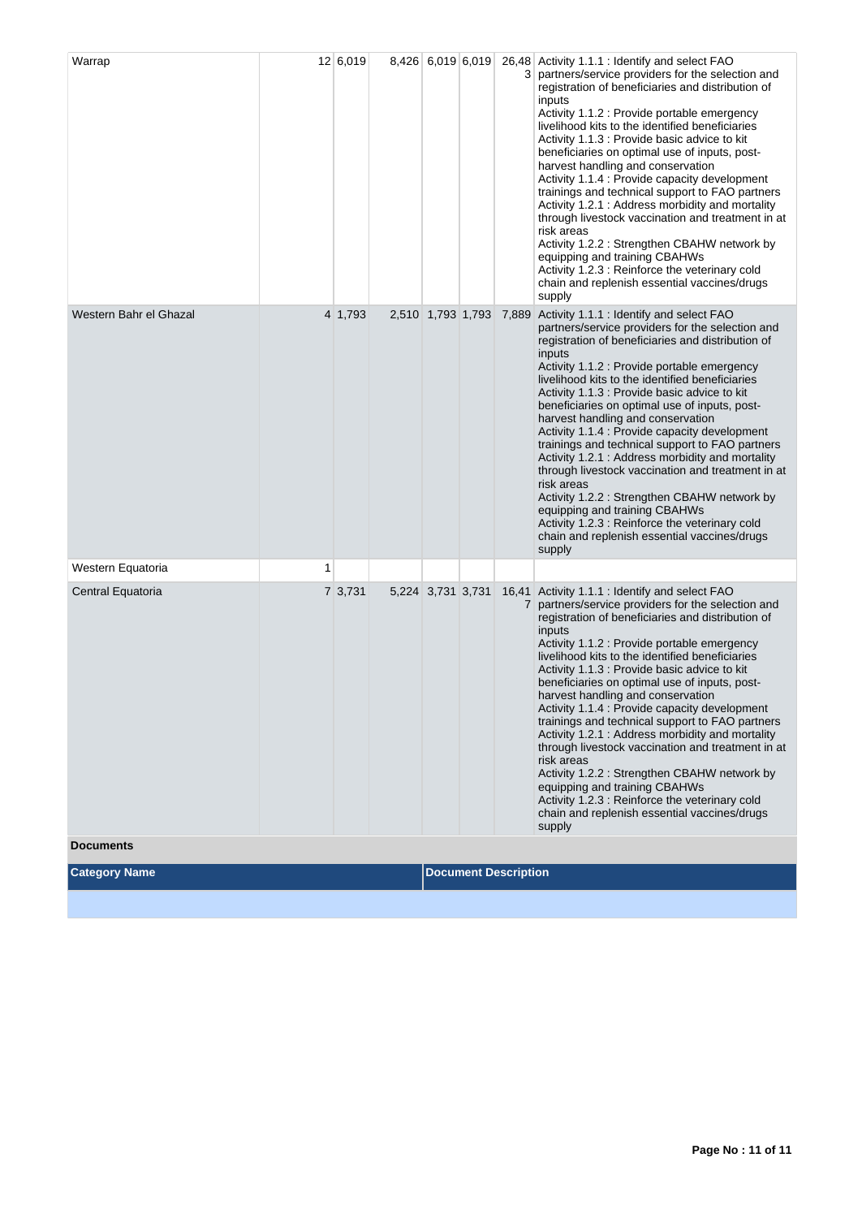| | | | | | | | |
|---|---|---|---|---|---|---|---|
| Warrap | 12 | 6,019 | 8,426 | 6,019 | 6,019 | 26,483 | Activity 1.1.1 : Identify and select FAO partners/service providers for the selection and registration of beneficiaries and distribution of inputs<br>Activity 1.1.2 : Provide portable emergency livelihood kits to the identified beneficiaries<br>Activity 1.1.3 : Provide basic advice to kit beneficiaries on optimal use of inputs, post-harvest handling and conservation<br>Activity 1.1.4 : Provide capacity development trainings and technical support to FAO partners<br>Activity 1.2.1 : Address morbidity and mortality through livestock vaccination and treatment in at risk areas<br>Activity 1.2.2 : Strengthen CBAHW network by equipping and training CBAHWs<br>Activity 1.2.3 : Reinforce the veterinary cold chain and replenish essential vaccines/drugs supply |
| Western Bahr el Ghazal | 4 | 1,793 | 2,510 | 1,793 | 1,793 | 7,889 | Activity 1.1.1 : Identify and select FAO partners/service providers for the selection and registration of beneficiaries and distribution of inputs<br>Activity 1.1.2 : Provide portable emergency livelihood kits to the identified beneficiaries<br>Activity 1.1.3 : Provide basic advice to kit beneficiaries on optimal use of inputs, post-harvest handling and conservation<br>Activity 1.1.4 : Provide capacity development trainings and technical support to FAO partners<br>Activity 1.2.1 : Address morbidity and mortality through livestock vaccination and treatment in at risk areas<br>Activity 1.2.2 : Strengthen CBAHW network by equipping and training CBAHWs<br>Activity 1.2.3 : Reinforce the veterinary cold chain and replenish essential vaccines/drugs supply |
| Western Equatoria | 1 | | | | | | |
| Central Equatoria | 7 | 3,731 | 5,224 | 3,731 | 3,731 | 16,417 | Activity 1.1.1 : Identify and select FAO partners/service providers for the selection and registration of beneficiaries and distribution of inputs<br>Activity 1.1.2 : Provide portable emergency livelihood kits to the identified beneficiaries<br>Activity 1.1.3 : Provide basic advice to kit beneficiaries on optimal use of inputs, post-harvest handling and conservation<br>Activity 1.1.4 : Provide capacity development trainings and technical support to FAO partners<br>Activity 1.2.1 : Address morbidity and mortality through livestock vaccination and treatment in at risk areas<br>Activity 1.2.2 : Strengthen CBAHW network by equipping and training CBAHWs<br>Activity 1.2.3 : Reinforce the veterinary cold chain and replenish essential vaccines/drugs supply |

**Documents**

| Category Name | Document Description |
|---|---|
| | |